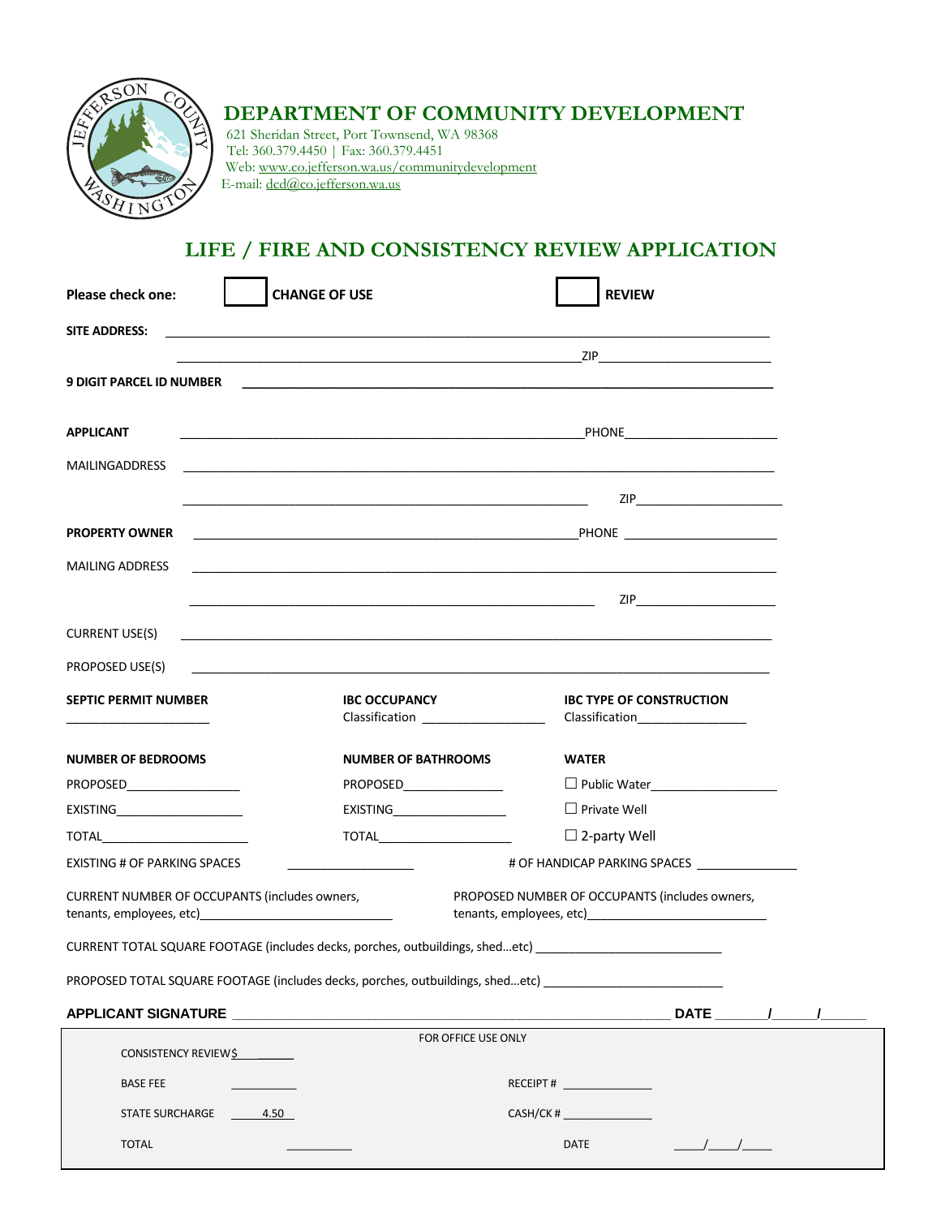# DEPARTMENT OF COMMUNITY DEVELOPMENT

621 Sheridan Street, Port Townsend, WA 98368
Tel: 360.379.4450 | Fax: 360.379.4451
Web: www.co.jefferson.wa.us/communitydevelopment
E-mail: dcd@co.jefferson.wa.us

## LIFE / FIRE AND CONSISTENCY REVIEW APPLICATION

**Please check one:** ☐ **CHANGE OF USE** ☐ **REVIEW**

**SITE ADDRESS:** ____________________________________________

____________________________________________ ZIP________________

**9 DIGIT PARCEL ID NUMBER** ____________________________________________

**APPLICANT** ____________________________________________ PHONE________________

MAILINGADDRESS ____________________________________________

____________________________________________ ZIP________________

**PROPERTY OWNER** ____________________________________________ PHONE ________________

MAILING ADDRESS ____________________________________________

____________________________________________ ZIP________________

CURRENT USE(S) ____________________________________________

PROPOSED USE(S) ____________________________________________

| **SEPTIC PERMIT NUMBER** | **IBC OCCUPANCY** | **IBC TYPE OF CONSTRUCTION** |
|---|---|---|
| ________________ | Classification ________________ | Classification________________ |

| **NUMBER OF BEDROOMS** | **NUMBER OF BATHROOMS** | **WATER** |
|---|---|---|
| PROPOSED________________ | PROPOSED________________ | ☐ Public Water________________ |
| EXISTING________________ | EXISTING________________ | ☐ Private Well |
| TOTAL________________ | TOTAL________________ | ☐ 2-party Well |

EXISTING # OF PARKING SPACES ________________ # OF HANDICAP PARKING SPACES ________________

CURRENT NUMBER OF OCCUPANTS (includes owners, tenants, employees, etc)________________

PROPOSED NUMBER OF OCCUPANTS (includes owners, tenants, employees, etc)________________

CURRENT TOTAL SQUARE FOOTAGE (includes decks, porches, outbuildings, shed…etc) ________________

PROPOSED TOTAL SQUARE FOOTAGE (includes decks, porches, outbuildings, shed…etc) ________________

**APPLICANT SIGNATURE** ____________________________________________ **DATE** ______/______/______

FOR OFFICE USE ONLY

| | | | |
|---|---|---|---|
| CONSISTENCY REVIEW$ ______ | | | |
| BASE FEE | __________ | RECEIPT # | ______________ |
| STATE SURCHARGE | 4.50 | CASH/CK # | ______________ |
| TOTAL | __________ | DATE | ____/____/____ |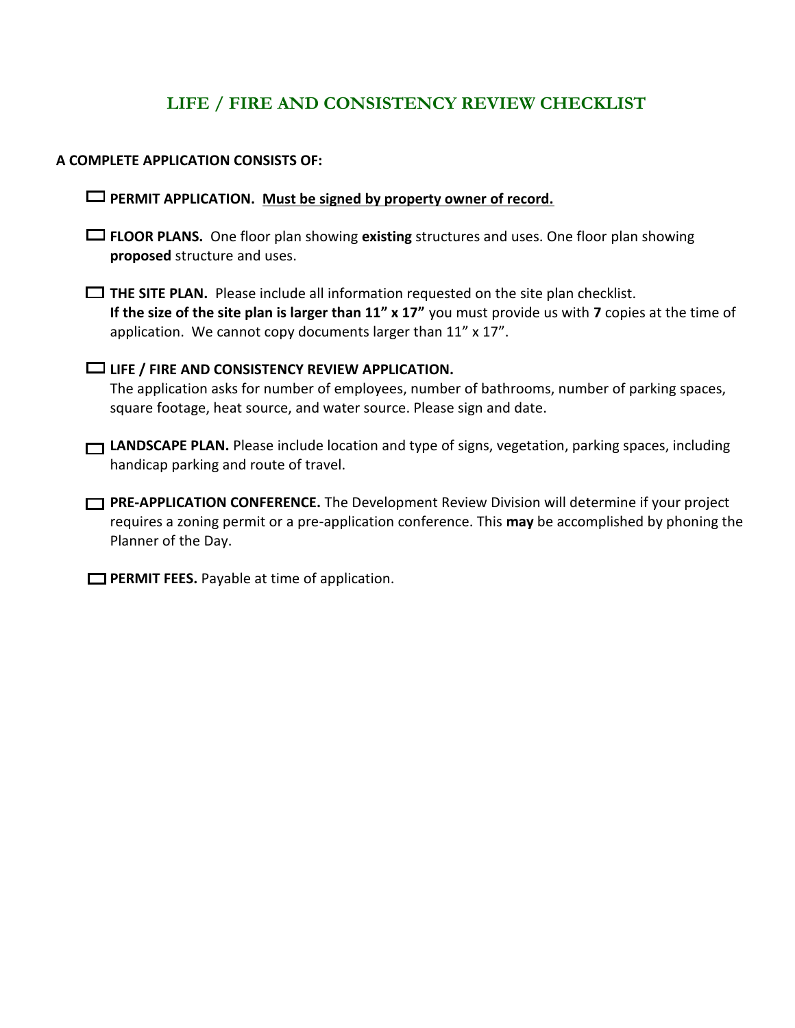# LIFE / FIRE AND CONSISTENCY REVIEW CHECKLIST

**A COMPLETE APPLICATION CONSISTS OF:**

- [ ] **PERMIT APPLICATION.** **Must be signed by property owner of record.**

- [ ] **FLOOR PLANS.** One floor plan showing **existing** structures and uses. One floor plan showing **proposed** structure and uses.

- [ ] **THE SITE PLAN.** Please include all information requested on the site plan checklist. **If the size of the site plan is larger than 11" x 17"** you must provide us with **7** copies at the time of application. We cannot copy documents larger than 11" x 17".

- [ ] **LIFE / FIRE AND CONSISTENCY REVIEW APPLICATION.** The application asks for number of employees, number of bathrooms, number of parking spaces, square footage, heat source, and water source. Please sign and date.

- [ ] **LANDSCAPE PLAN.** Please include location and type of signs, vegetation, parking spaces, including handicap parking and route of travel.

- [ ] **PRE-APPLICATION CONFERENCE.** The Development Review Division will determine if your project requires a zoning permit or a pre-application conference. This **may** be accomplished by phoning the Planner of the Day.

- [ ] **PERMIT FEES.** Payable at time of application.